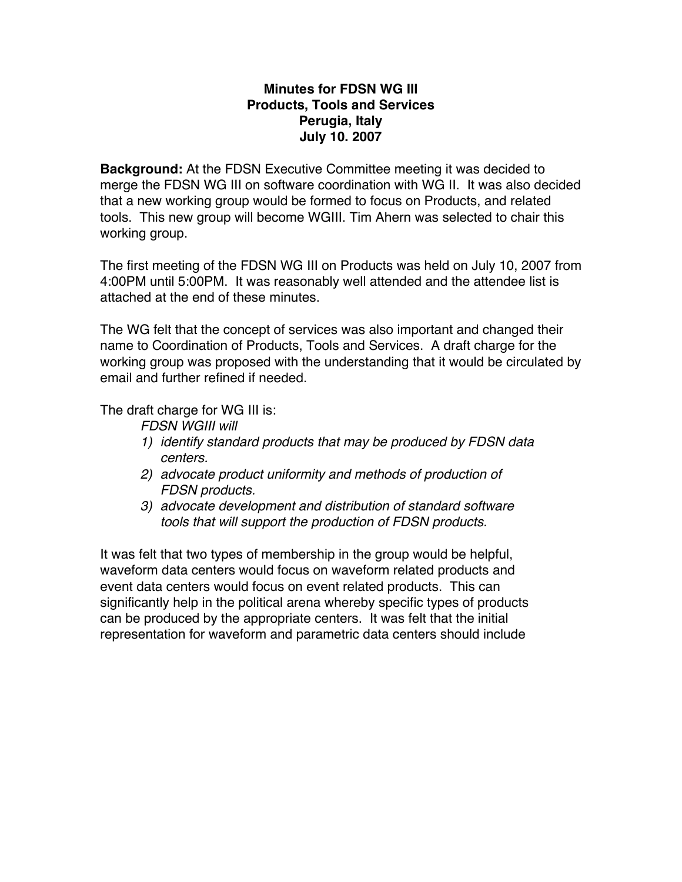# Minutes for FDSN WG III
## Products, Tools and Services
## Perugia, Italy
## July 10. 2007

**Background:** At the FDSN Executive Committee meeting it was decided to merge the FDSN WG III on software coordination with WG II. It was also decided that a new working group would be formed to focus on Products, and related tools. This new group will become WGIII. Tim Ahern was selected to chair this working group.

The first meeting of the FDSN WG III on Products was held on July 10, 2007 from 4:00PM until 5:00PM. It was reasonably well attended and the attendee list is attached at the end of these minutes.

The WG felt that the concept of services was also important and changed their name to Coordination of Products, Tools and Services. A draft charge for the working group was proposed with the understanding that it would be circulated by email and further refined if needed.

The draft charge for WG III is:

*FDSN WGIII will*

1) *identify standard products that may be produced by FDSN data centers.*
2) *advocate product uniformity and methods of production of FDSN products.*
3) *advocate development and distribution of standard software tools that will support the production of FDSN products.*

It was felt that two types of membership in the group would be helpful, waveform data centers would focus on waveform related products and event data centers would focus on event related products. This can significantly help in the political arena whereby specific types of products can be produced by the appropriate centers. It was felt that the initial representation for waveform and parametric data centers should include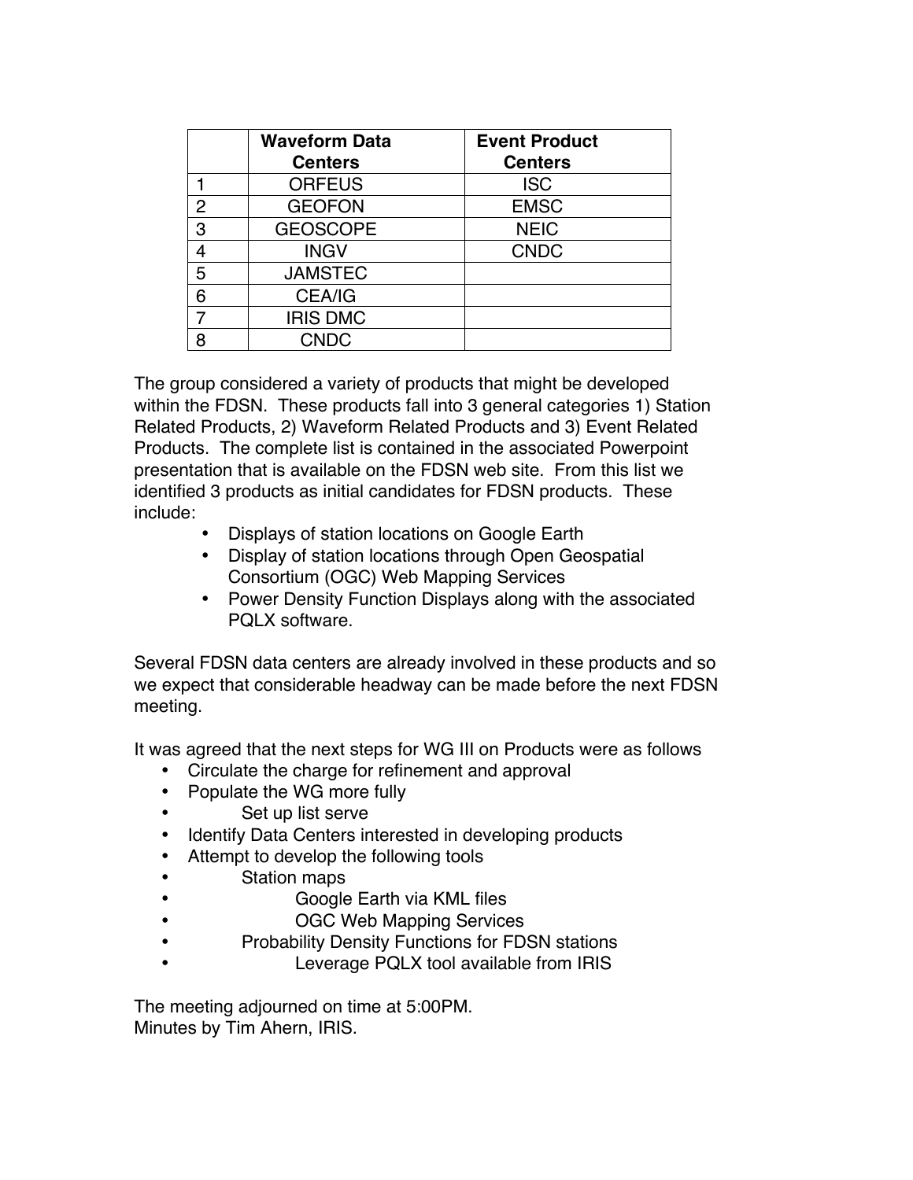| | Waveform Data Centers | Event Product Centers |
|---|---|---|
| 1 | ORFEUS | ISC |
| 2 | GEOFON | EMSC |
| 3 | GEOSCOPE | NEIC |
| 4 | INGV | CNDC |
| 5 | JAMSTEC | |
| 6 | CEA/IG | |
| 7 | IRIS DMC | |
| 8 | CNDC | |

The group considered a variety of products that might be developed within the FDSN. These products fall into 3 general categories 1) Station Related Products, 2) Waveform Related Products and 3) Event Related Products. The complete list is contained in the associated Powerpoint presentation that is available on the FDSN web site. From this list we identified 3 products as initial candidates for FDSN products. These include:

- Displays of station locations on Google Earth
- Display of station locations through Open Geospatial Consortium (OGC) Web Mapping Services
- Power Density Function Displays along with the associated PQLX software.

Several FDSN data centers are already involved in these products and so we expect that considerable headway can be made before the next FDSN meeting.

It was agreed that the next steps for WG III on Products were as follows

- Circulate the charge for refinement and approval
- Populate the WG more fully
    - Set up list serve
- Identify Data Centers interested in developing products
- Attempt to develop the following tools
    - Station maps
        - Google Earth via KML files
        - OGC Web Mapping Services
    - Probability Density Functions for FDSN stations
        - Leverage PQLX tool available from IRIS

The meeting adjourned on time at 5:00PM.
Minutes by Tim Ahern, IRIS.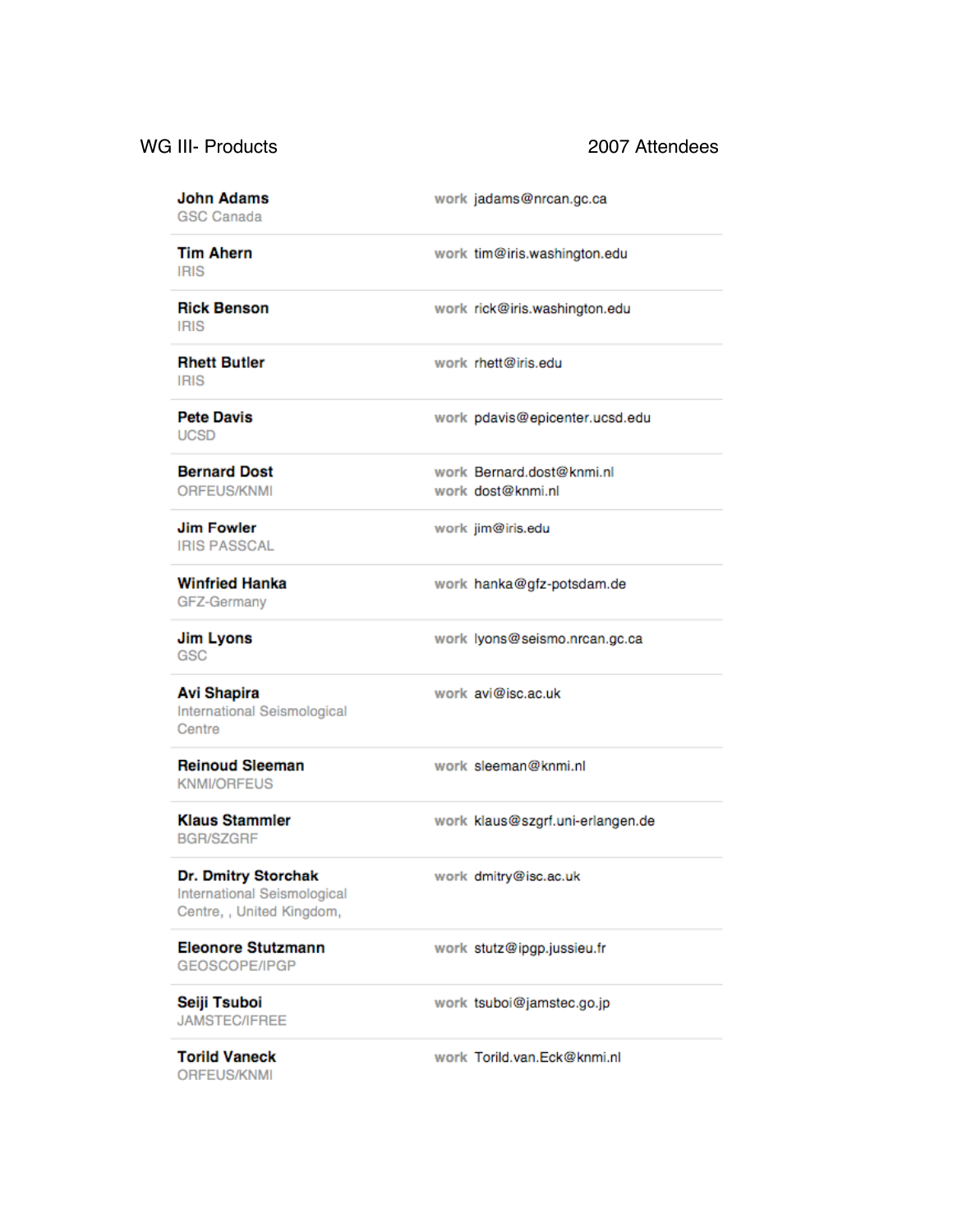WG III- Products 2007 Attendees

| | |
|---|---|
| **John Adams**<br>GSC Canada | work jadams@nrcan.gc.ca |
| **Tim Ahern**<br>IRIS | work tim@iris.washington.edu |
| **Rick Benson**<br>IRIS | work rick@iris.washington.edu |
| **Rhett Butler**<br>IRIS | work rhett@iris.edu |
| **Pete Davis**<br>UCSD | work pdavis@epicenter.ucsd.edu |
| **Bernard Dost**<br>ORFEUS/KNMI | work Bernard.dost@knmi.nl<br>work dost@knmi.nl |
| **Jim Fowler**<br>IRIS PASSCAL | work jim@iris.edu |
| **Winfried Hanka**<br>GFZ-Germany | work hanka@gfz-potsdam.de |
| **Jim Lyons**<br>GSC | work lyons@seismo.nrcan.gc.ca |
| **Avi Shapira**<br>International Seismological Centre | work avi@isc.ac.uk |
| **Reinoud Sleeman**<br>KNMI/ORFEUS | work sleeman@knmi.nl |
| **Klaus Stammler**<br>BGR/SZGRF | work klaus@szgrf.uni-erlangen.de |
| **Dr. Dmitry Storchak**<br>International Seismological Centre, , United Kingdom, | work dmitry@isc.ac.uk |
| **Eleonore Stutzmann**<br>GEOSCOPE/IPGP | work stutz@ipgp.jussieu.fr |
| **Seiji Tsuboi**<br>JAMSTEC/IFREE | work tsuboi@jamstec.go.jp |
| **Torild Vaneck**<br>ORFEUS/KNMI | work Torild.van.Eck@knmi.nl |